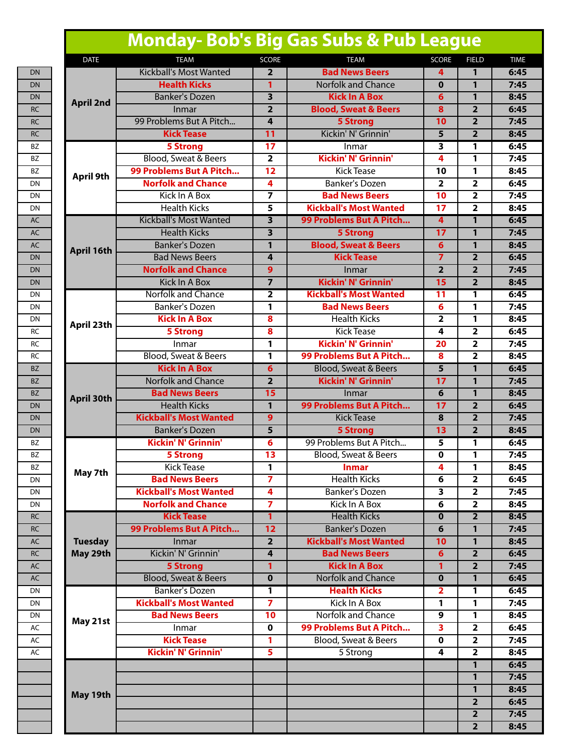# Monday- Bob's Big Gas Subs & Pub League

| | DATE | TEAM | SCORE | TEAM | SCORE | FIELD | TIME |
|---|---|---|---|---|---|---|---|
| DN | April 2nd | Kickball's Most Wanted | 2 | **Bad News Beers** | **4** | 1 | 6:45 |
| DN | | **Health Kicks** | **1** | Norfolk and Chance | 0 | 1 | 7:45 |
| DN | | Banker's Dozen | 3 | **Kick In A Box** | **6** | 1 | 8:45 |
| RC | | Inmar | 2 | **Blood, Sweat & Beers** | **8** | 2 | 6:45 |
| RC | | 99 Problems But A Pitch... | 4 | **5 Strong** | **10** | 2 | 7:45 |
| RC | | **Kick Tease** | **11** | Kickin' N' Grinnin' | 5 | 2 | 8:45 |
| BZ | April 9th | **5 Strong** | **17** | Inmar | 3 | 1 | 6:45 |
| BZ | | Blood, Sweat & Beers | 2 | **Kickin' N' Grinnin'** | **4** | 1 | 7:45 |
| BZ | | **99 Problems But A Pitch...** | **12** | Kick Tease | 10 | 1 | 8:45 |
| DN | | **Norfolk and Chance** | **4** | Banker's Dozen | 2 | 2 | 6:45 |
| DN | | Kick In A Box | 7 | **Bad News Beers** | **10** | 2 | 7:45 |
| DN | | Health Kicks | 5 | **Kickball's Most Wanted** | **17** | 2 | 8:45 |
| AC | April 16th | Kickball's Most Wanted | 3 | **99 Problems But A Pitch...** | **4** | 1 | 6:45 |
| AC | | Health Kicks | 3 | **5 Strong** | **17** | 1 | 7:45 |
| AC | | Banker's Dozen | 1 | **Blood, Sweat & Beers** | **6** | 1 | 8:45 |
| DN | | Bad News Beers | 4 | **Kick Tease** | **7** | 2 | 6:45 |
| DN | | **Norfolk and Chance** | **9** | Inmar | 2 | 2 | 7:45 |
| DN | | Kick In A Box | 7 | **Kickin' N' Grinnin'** | **15** | 2 | 8:45 |
| DN | April 23th | Norfolk and Chance | 2 | **Kickball's Most Wanted** | **11** | 1 | 6:45 |
| DN | | Banker's Dozen | 1 | **Bad News Beers** | **6** | 1 | 7:45 |
| DN | | **Kick In A Box** | **8** | Health Kicks | 2 | 1 | 8:45 |
| RC | | **5 Strong** | **8** | Kick Tease | 4 | 2 | 6:45 |
| RC | | Inmar | 1 | **Kickin' N' Grinnin'** | **20** | 2 | 7:45 |
| RC | | Blood, Sweat & Beers | 1 | **99 Problems But A Pitch...** | **8** | 2 | 8:45 |
| BZ | April 30th | **Kick In A Box** | **6** | Blood, Sweat & Beers | 5 | 1 | 6:45 |
| BZ | | Norfolk and Chance | 2 | **Kickin' N' Grinnin'** | **17** | 1 | 7:45 |
| BZ | | **Bad News Beers** | **15** | Inmar | 6 | 1 | 8:45 |
| DN | | Health Kicks | 1 | **99 Problems But A Pitch...** | **17** | 2 | 6:45 |
| DN | | **Kickball's Most Wanted** | **9** | Kick Tease | 8 | 2 | 7:45 |
| DN | | Banker's Dozen | 5 | **5 Strong** | **13** | 2 | 8:45 |
| BZ | May 7th | **Kickin' N' Grinnin'** | **6** | 99 Problems But A Pitch... | 5 | 1 | 6:45 |
| BZ | | **5 Strong** | **13** | Blood, Sweat & Beers | 0 | 1 | 7:45 |
| BZ | | Kick Tease | 1 | **Inmar** | **4** | 1 | 8:45 |
| DN | | **Bad News Beers** | **7** | Health Kicks | 6 | 2 | 6:45 |
| DN | | **Kickball's Most Wanted** | **4** | Banker's Dozen | 3 | 2 | 7:45 |
| DN | | **Norfolk and Chance** | **7** | Kick In A Box | 6 | 2 | 8:45 |
| RC | Tuesday May 29th | **Kick Tease** | **1** | Health Kicks | 0 | 2 | 8:45 |
| RC | | **99 Problems But A Pitch...** | **12** | Banker's Dozen | 6 | 1 | 7:45 |
| AC | | Inmar | 2 | **Kickball's Most Wanted** | **10** | 1 | 8:45 |
| RC | | Kickin' N' Grinnin' | 4 | **Bad News Beers** | **6** | 2 | 6:45 |
| AC | | **5 Strong** | **1** | **Kick In A Box** | **1** | 2 | 7:45 |
| AC | | Blood, Sweat & Beers | 0 | Norfolk and Chance | 0 | 1 | 6:45 |
| DN | May 21st | Banker's Dozen | 1 | **Health Kicks** | **2** | 1 | 6:45 |
| DN | | **Kickball's Most Wanted** | **7** | Kick In A Box | 1 | 1 | 7:45 |
| DN | | **Bad News Beers** | **10** | Norfolk and Chance | 9 | 1 | 8:45 |
| AC | | Inmar | 0 | **99 Problems But A Pitch...** | **3** | 2 | 6:45 |
| AC | | **Kick Tease** | **1** | Blood, Sweat & Beers | 0 | 2 | 7:45 |
| AC | | **Kickin' N' Grinnin'** | **5** | 5 Strong | 4 | 2 | 8:45 |
| | May 19th | | | | | 1 | 6:45 |
| | | | | | | 1 | 7:45 |
| | | | | | | 1 | 8:45 |
| | | | | | | 2 | 6:45 |
| | | | | | | 2 | 7:45 |
| | | | | | | 2 | 8:45 |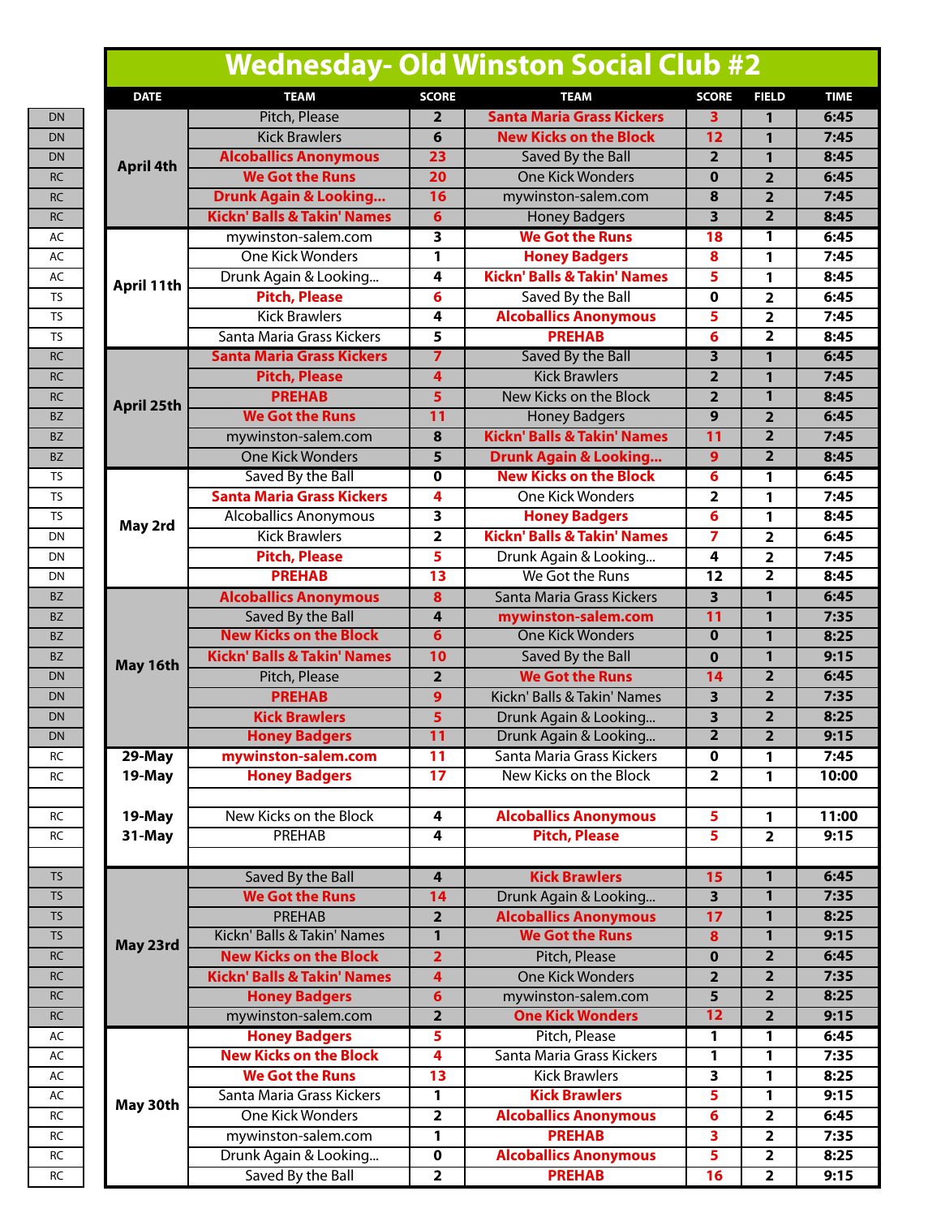# Wednesday- Old Winston Social Club #2

| | DATE | TEAM | SCORE | TEAM | SCORE | FIELD | TIME |
|---|---|---|---|---|---|---|---|
| DN | April 4th | Pitch, Please | 2 | **Santa Maria Grass Kickers** | **3** | 1 | 6:45 |
| DN | | Kick Brawlers | 6 | **New Kicks on the Block** | **12** | 1 | 7:45 |
| DN | | **Alcoballics Anonymous** | **23** | Saved By the Ball | 2 | 1 | 8:45 |
| RC | | **We Got the Runs** | **20** | One Kick Wonders | 0 | 2 | 6:45 |
| RC | | **Drunk Again & Looking...** | **16** | mywinston-salem.com | 8 | 2 | 7:45 |
| RC | | **Kickn' Balls & Takin' Names** | **6** | Honey Badgers | 3 | 2 | 8:45 |
| AC | April 11th | mywinston-salem.com | 3 | **We Got the Runs** | **18** | 1 | 6:45 |
| AC | | One Kick Wonders | 1 | **Honey Badgers** | **8** | 1 | 7:45 |
| AC | | Drunk Again & Looking... | 4 | **Kickn' Balls & Takin' Names** | **5** | 1 | 8:45 |
| TS | | **Pitch, Please** | **6** | Saved By the Ball | 0 | 2 | 6:45 |
| TS | | Kick Brawlers | 4 | **Alcoballics Anonymous** | **5** | 2 | 7:45 |
| TS | | Santa Maria Grass Kickers | 5 | **PREHAB** | **6** | 2 | 8:45 |
| RC | April 25th | **Santa Maria Grass Kickers** | **7** | Saved By the Ball | 3 | 1 | 6:45 |
| RC | | **Pitch, Please** | **4** | Kick Brawlers | 2 | 1 | 7:45 |
| RC | | **PREHAB** | **5** | New Kicks on the Block | 2 | 1 | 8:45 |
| BZ | | **We Got the Runs** | **11** | Honey Badgers | 9 | 2 | 6:45 |
| BZ | | mywinston-salem.com | 8 | **Kickn' Balls & Takin' Names** | **11** | 2 | 7:45 |
| BZ | | One Kick Wonders | 5 | **Drunk Again & Looking...** | **9** | 2 | 8:45 |
| TS | May 2nd | Saved By the Ball | 0 | **New Kicks on the Block** | **6** | 1 | 6:45 |
| TS | | **Santa Maria Grass Kickers** | **4** | One Kick Wonders | 2 | 1 | 7:45 |
| TS | | Alcoballics Anonymous | 3 | **Honey Badgers** | **6** | 1 | 8:45 |
| DN | | Kick Brawlers | 2 | **Kickn' Balls & Takin' Names** | **7** | 2 | 6:45 |
| DN | | **Pitch, Please** | **5** | Drunk Again & Looking... | 4 | 2 | 7:45 |
| DN | | **PREHAB** | **13** | We Got the Runs | 12 | 2 | 8:45 |
| BZ | May 16th | **Alcoballics Anonymous** | **8** | Santa Maria Grass Kickers | 3 | 1 | 6:45 |
| BZ | | Saved By the Ball | 4 | **mywinston-salem.com** | **11** | 1 | 7:35 |
| BZ | | **New Kicks on the Block** | **6** | One Kick Wonders | 0 | 1 | 8:25 |
| BZ | | **Kickn' Balls & Takin' Names** | **10** | Saved By the Ball | 0 | 1 | 9:15 |
| DN | | Pitch, Please | 2 | **We Got the Runs** | **14** | 2 | 6:45 |
| DN | | **PREHAB** | **9** | Kickn' Balls & Takin' Names | 3 | 2 | 7:35 |
| DN | | **Kick Brawlers** | **5** | Drunk Again & Looking... | 3 | 2 | 8:25 |
| DN | | **Honey Badgers** | **11** | Drunk Again & Looking... | 2 | 2 | 9:15 |
| RC | 29-May | **mywinston-salem.com** | **11** | Santa Maria Grass Kickers | 0 | 1 | 7:45 |
| RC | 19-May | **Honey Badgers** | **17** | New Kicks on the Block | 2 | 1 | 10:00 |
| | | | | | | | |
| RC | 19-May | New Kicks on the Block | 4 | **Alcoballics Anonymous** | **5** | 1 | 11:00 |
| RC | 31-May | PREHAB | 4 | **Pitch, Please** | **5** | 2 | 9:15 |
| | | | | | | | |
| TS | May 23rd | Saved By the Ball | 4 | **Kick Brawlers** | **15** | 1 | 6:45 |
| TS | | **We Got the Runs** | **14** | Drunk Again & Looking... | 3 | 1 | 7:35 |
| TS | | PREHAB | 2 | **Alcoballics Anonymous** | **17** | 1 | 8:25 |
| TS | | Kickn' Balls & Takin' Names | 1 | **We Got the Runs** | **8** | 1 | 9:15 |
| RC | | **New Kicks on the Block** | **2** | Pitch, Please | 0 | 2 | 6:45 |
| RC | | **Kickn' Balls & Takin' Names** | **4** | One Kick Wonders | 2 | 2 | 7:35 |
| RC | | **Honey Badgers** | **6** | mywinston-salem.com | 5 | 2 | 8:25 |
| RC | | mywinston-salem.com | 2 | **One Kick Wonders** | **12** | 2 | 9:15 |
| AC | May 30th | **Honey Badgers** | **5** | Pitch, Please | 1 | 1 | 6:45 |
| AC | | **New Kicks on the Block** | **4** | Santa Maria Grass Kickers | 1 | 1 | 7:35 |
| AC | | **We Got the Runs** | **13** | Kick Brawlers | 3 | 1 | 8:25 |
| AC | | Santa Maria Grass Kickers | 1 | **Kick Brawlers** | **5** | 1 | 9:15 |
| RC | | One Kick Wonders | 2 | **Alcoballics Anonymous** | **6** | 2 | 6:45 |
| RC | | mywinston-salem.com | 1 | **PREHAB** | **3** | 2 | 7:35 |
| RC | | Drunk Again & Looking... | 0 | **Alcoballics Anonymous** | **5** | 2 | 8:25 |
| RC | | Saved By the Ball | 2 | **PREHAB** | **16** | 2 | 9:15 |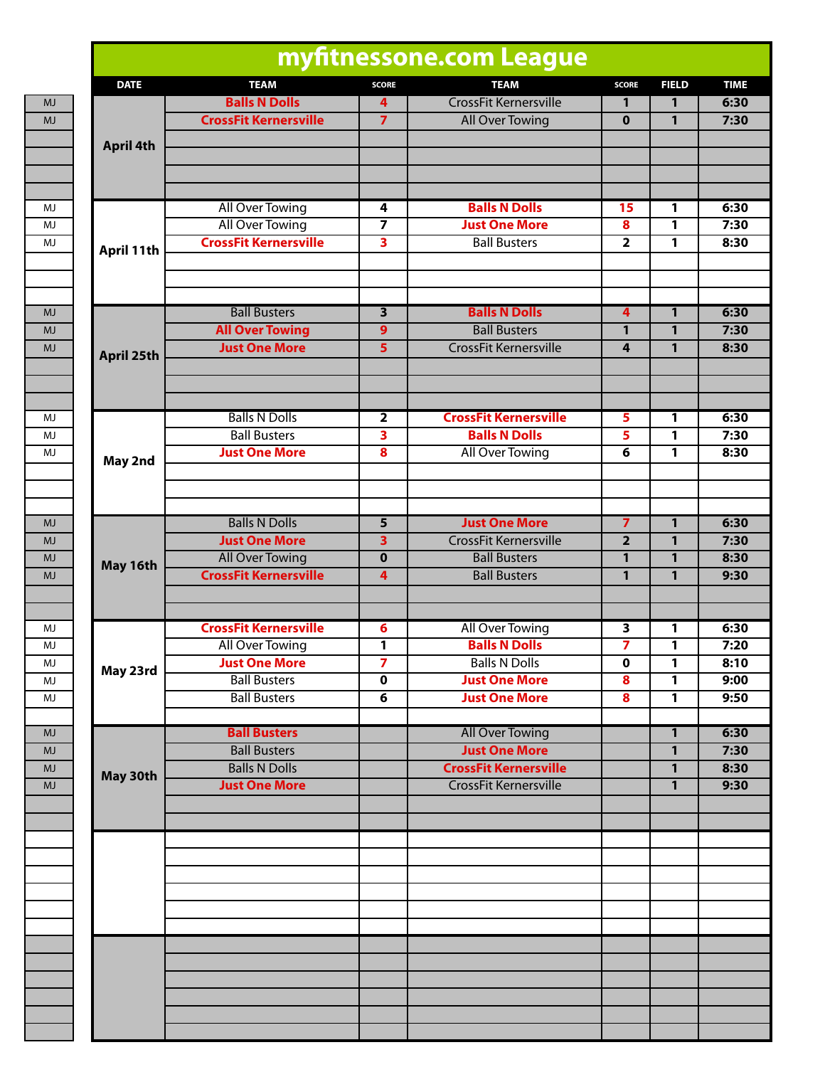# myfitnessone.com League

| | DATE | TEAM | SCORE | TEAM | SCORE | FIELD | TIME |
|---|---|---|---|---|---|---|---|
| MJ | April 4th | **Balls N Dolls** | **4** | CrossFit Kernersville | 1 | 1 | 6:30 |
| MJ | | **CrossFit Kernersville** | **7** | All Over Towing | 0 | 1 | 7:30 |
| MJ | April 11th | All Over Towing | 4 | **Balls N Dolls** | **15** | 1 | 6:30 |
| MJ | | All Over Towing | 7 | **Just One More** | **8** | 1 | 7:30 |
| MJ | | **CrossFit Kernersville** | **3** | Ball Busters | 2 | 1 | 8:30 |
| MJ | April 25th | Ball Busters | 3 | **Balls N Dolls** | **4** | 1 | 6:30 |
| MJ | | **All Over Towing** | **9** | Ball Busters | 1 | 1 | 7:30 |
| MJ | | **Just One More** | **5** | CrossFit Kernersville | 4 | 1 | 8:30 |
| MJ | May 2nd | Balls N Dolls | 2 | **CrossFit Kernersville** | **5** | 1 | 6:30 |
| MJ | | Ball Busters | 3 | **Balls N Dolls** | **5** | 1 | 7:30 |
| MJ | | **Just One More** | **8** | All Over Towing | 6 | 1 | 8:30 |
| MJ | May 16th | Balls N Dolls | 5 | **Just One More** | **7** | 1 | 6:30 |
| MJ | | **Just One More** | **3** | CrossFit Kernersville | 2 | 1 | 7:30 |
| MJ | | All Over Towing | 0 | Ball Busters | 1 | 1 | 8:30 |
| MJ | | **CrossFit Kernersville** | **4** | Ball Busters | 1 | 1 | 9:30 |
| MJ | May 23rd | **CrossFit Kernersville** | **6** | All Over Towing | 3 | 1 | 6:30 |
| MJ | | All Over Towing | 1 | **Balls N Dolls** | **7** | 1 | 7:20 |
| MJ | | **Just One More** | **7** | Balls N Dolls | 0 | 1 | 8:10 |
| MJ | | Ball Busters | 0 | **Just One More** | **8** | 1 | 9:00 |
| MJ | | Ball Busters | 6 | **Just One More** | **8** | 1 | 9:50 |
| MJ | May 30th | **Ball Busters** | | All Over Towing | | 1 | 6:30 |
| MJ | | Ball Busters | | **Just One More** | | 1 | 7:30 |
| MJ | | Balls N Dolls | | **CrossFit Kernersville** | | 1 | 8:30 |
| MJ | | **Just One More** | | CrossFit Kernersville | | 1 | 9:30 |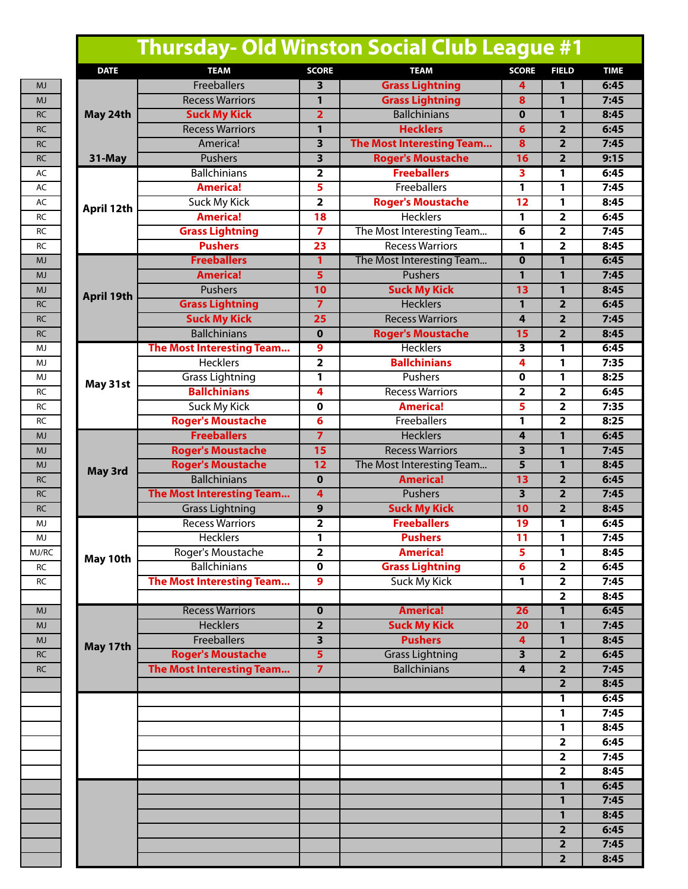# Thursday- Old Winston Social Club League #1

| | DATE | TEAM | SCORE | TEAM | SCORE | FIELD | TIME |
|---|---|---|---|---|---|---|---|
| MJ | May 24th | Freeballers | 3 | **Grass Lightning** | 4 | 1 | 6:45 |
| MJ | | Recess Warriors | 1 | **Grass Lightning** | 8 | 1 | 7:45 |
| RC | | **Suck My Kick** | 2 | Ballchinians | 0 | 1 | 8:45 |
| RC | | Recess Warriors | 1 | **Hecklers** | 6 | 2 | 6:45 |
| RC | | America! | 3 | **The Most Interesting Team...** | 8 | 2 | 7:45 |
| RC | 31-May | Pushers | 3 | **Roger's Moustache** | 16 | 2 | 9:15 |
| AC | April 12th | Ballchinians | 2 | **Freeballers** | 3 | 1 | 6:45 |
| AC | | **America!** | 5 | Freeballers | 1 | 1 | 7:45 |
| AC | | Suck My Kick | 2 | **Roger's Moustache** | 12 | 1 | 8:45 |
| RC | | **America!** | 18 | Hecklers | 1 | 2 | 6:45 |
| RC | | **Grass Lightning** | 7 | The Most Interesting Team... | 6 | 2 | 7:45 |
| RC | | **Pushers** | 23 | Recess Warriors | 1 | 2 | 8:45 |
| MJ | April 19th | **Freeballers** | 1 | The Most Interesting Team... | 0 | 1 | 6:45 |
| MJ | | **America!** | 5 | Pushers | 1 | 1 | 7:45 |
| MJ | | Pushers | 10 | **Suck My Kick** | 13 | 1 | 8:45 |
| RC | | **Grass Lightning** | 7 | Hecklers | 1 | 2 | 6:45 |
| RC | | **Suck My Kick** | 25 | Recess Warriors | 4 | 2 | 7:45 |
| RC | | Ballchinians | 0 | **Roger's Moustache** | 15 | 2 | 8:45 |
| MJ | May 31st | **The Most Interesting Team...** | 9 | Hecklers | 3 | 1 | 6:45 |
| MJ | | Hecklers | 2 | **Ballchinians** | 4 | 1 | 7:35 |
| MJ | | Grass Lightning | 1 | Pushers | 0 | 1 | 8:25 |
| RC | | **Ballchinians** | 4 | Recess Warriors | 2 | 2 | 6:45 |
| RC | | Suck My Kick | 0 | **America!** | 5 | 2 | 7:35 |
| RC | | **Roger's Moustache** | 6 | Freeballers | 1 | 2 | 8:25 |
| MJ | May 3rd | **Freeballers** | 7 | Hecklers | 4 | 1 | 6:45 |
| MJ | | **Roger's Moustache** | 15 | Recess Warriors | 3 | 1 | 7:45 |
| MJ | | **Roger's Moustache** | 12 | The Most Interesting Team... | 5 | 1 | 8:45 |
| RC | | Ballchinians | 0 | **America!** | 13 | 2 | 6:45 |
| RC | | **The Most Interesting Team...** | 4 | Pushers | 3 | 2 | 7:45 |
| RC | | Grass Lightning | 9 | **Suck My Kick** | 10 | 2 | 8:45 |
| MJ | May 10th | Recess Warriors | 2 | **Freeballers** | 19 | 1 | 6:45 |
| MJ | | Hecklers | 1 | **Pushers** | 11 | 1 | 7:45 |
| MJ/RC | | Roger's Moustache | 2 | **America!** | 5 | 1 | 8:45 |
| RC | | Ballchinians | 0 | **Grass Lightning** | 6 | 2 | 6:45 |
| RC | | **The Most Interesting Team...** | 9 | Suck My Kick | 1 | 2 | 7:45 |
| | | | | | | 2 | 8:45 |
| MJ | May 17th | Recess Warriors | 0 | **America!** | 26 | 1 | 6:45 |
| MJ | | Hecklers | 2 | **Suck My Kick** | 20 | 1 | 7:45 |
| MJ | | Freeballers | 3 | **Pushers** | 4 | 1 | 8:45 |
| RC | | **Roger's Moustache** | 5 | Grass Lightning | 3 | 2 | 6:45 |
| RC | | **The Most Interesting Team...** | 7 | Ballchinians | 4 | 2 | 7:45 |
| | | | | | | 2 | 8:45 |
| | | | | | | 1 | 6:45 |
| | | | | | | 1 | 7:45 |
| | | | | | | 1 | 8:45 |
| | | | | | | 2 | 6:45 |
| | | | | | | 2 | 7:45 |
| | | | | | | 2 | 8:45 |
| | | | | | | 1 | 6:45 |
| | | | | | | 1 | 7:45 |
| | | | | | | 1 | 8:45 |
| | | | | | | 2 | 6:45 |
| | | | | | | 2 | 7:45 |
| | | | | | | 2 | 8:45 |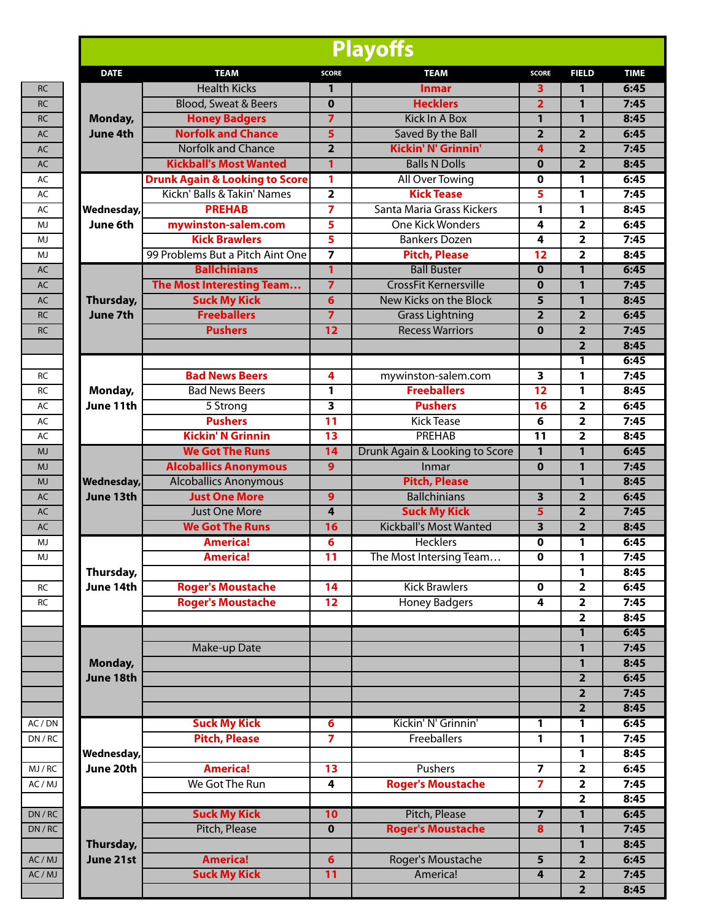# Playoffs

| | DATE | TEAM | SCORE | TEAM | SCORE | FIELD | TIME |
|---|---|---|---|---|---|---|---|
| RC | Monday, June 4th | Health Kicks | 1 | **Inmar** | **3** | 1 | 6:45 |
| RC | | Blood, Sweat & Beers | 0 | **Hecklers** | **2** | 1 | 7:45 |
| RC | | **Honey Badgers** | **7** | Kick In A Box | 1 | 1 | 8:45 |
| AC | | **Norfolk and Chance** | **5** | Saved By the Ball | 2 | 2 | 6:45 |
| AC | | Norfolk and Chance | 2 | **Kickin' N' Grinnin'** | **4** | 2 | 7:45 |
| AC | | **Kickball's Most Wanted** | **1** | Balls N Dolls | 0 | 2 | 8:45 |
| AC | Wednesday, June 6th | **Drunk Again & Looking to Score** | **1** | All Over Towing | 0 | 1 | 6:45 |
| AC | | Kickn' Balls & Takin' Names | 2 | **Kick Tease** | **5** | 1 | 7:45 |
| AC | | **PREHAB** | **7** | Santa Maria Grass Kickers | 1 | 1 | 8:45 |
| MJ | | **mywinston-salem.com** | **5** | One Kick Wonders | 4 | 2 | 6:45 |
| MJ | | **Kick Brawlers** | **5** | Bankers Dozen | 4 | 2 | 7:45 |
| MJ | | 99 Problems But a Pitch Aint One | 7 | **Pitch, Please** | **12** | 2 | 8:45 |
| AC | Thursday, June 7th | **Ballchinians** | **1** | Ball Buster | 0 | 1 | 6:45 |
| AC | | **The Most Interesting Team…** | **7** | CrossFit Kernersville | 0 | 1 | 7:45 |
| AC | | **Suck My Kick** | **6** | New Kicks on the Block | 5 | 1 | 8:45 |
| RC | | **Freeballers** | **7** | Grass Lightning | 2 | 2 | 6:45 |
| RC | | **Pushers** | **12** | Recess Warriors | 0 | 2 | 7:45 |
| | | | | | | 2 | 8:45 |
| | Monday, June 11th | | | | | 1 | 6:45 |
| RC | | **Bad News Beers** | **4** | mywinston-salem.com | 3 | 1 | 7:45 |
| RC | | Bad News Beers | 1 | **Freeballers** | **12** | 1 | 8:45 |
| AC | | 5 Strong | 3 | **Pushers** | **16** | 2 | 6:45 |
| AC | | **Pushers** | **11** | Kick Tease | 6 | 2 | 7:45 |
| AC | | **Kickin' N Grinnin** | **13** | PREHAB | 11 | 2 | 8:45 |
| MJ | Wednesday, June 13th | **We Got The Runs** | **14** | Drunk Again & Looking to Score | 1 | 1 | 6:45 |
| MJ | | **Alcoballics Anonymous** | **9** | Inmar | 0 | 1 | 7:45 |
| MJ | | Alcoballics Anonymous | | **Pitch, Please** | | 1 | 8:45 |
| AC | | **Just One More** | **9** | Ballchinians | 3 | 2 | 6:45 |
| AC | | Just One More | 4 | **Suck My Kick** | **5** | 2 | 7:45 |
| AC | | **We Got The Runs** | **16** | Kickball's Most Wanted | 3 | 2 | 8:45 |
| MJ | Thursday, June 14th | **America!** | **6** | Hecklers | 0 | 1 | 6:45 |
| MJ | | **America!** | **11** | The Most Intersing Team… | 0 | 1 | 7:45 |
| | | | | | | 1 | 8:45 |
| RC | | **Roger's Moustache** | **14** | Kick Brawlers | 0 | 2 | 6:45 |
| RC | | **Roger's Moustache** | **12** | Honey Badgers | 4 | 2 | 7:45 |
| | | | | | | 2 | 8:45 |
| | Monday, June 18th | | | | | 1 | 6:45 |
| | | Make-up Date | | | | 1 | 7:45 |
| | | | | | | 1 | 8:45 |
| | | | | | | 2 | 6:45 |
| | | | | | | 2 | 7:45 |
| | | | | | | 2 | 8:45 |
| AC / DN | Wednesday, June 20th | **Suck My Kick** | **6** | Kickin' N' Grinnin' | 1 | 1 | 6:45 |
| DN / RC | | **Pitch, Please** | **7** | Freeballers | 1 | 1 | 7:45 |
| | | | | | | 1 | 8:45 |
| MJ / RC | | **America!** | **13** | Pushers | 7 | 2 | 6:45 |
| AC / MJ | | We Got The Run | 4 | **Roger's Moustache** | **7** | 2 | 7:45 |
| | | | | | | 2 | 8:45 |
| DN / RC | Thursday, June 21st | **Suck My Kick** | **10** | Pitch, Please | 7 | 1 | 6:45 |
| DN / RC | | Pitch, Please | 0 | **Roger's Moustache** | **8** | 1 | 7:45 |
| | | | | | | 1 | 8:45 |
| AC / MJ | | **America!** | **6** | Roger's Moustache | 5 | 2 | 6:45 |
| AC / MJ | | **Suck My Kick** | **11** | America! | 4 | 2 | 7:45 |
| | | | | | | 2 | 8:45 |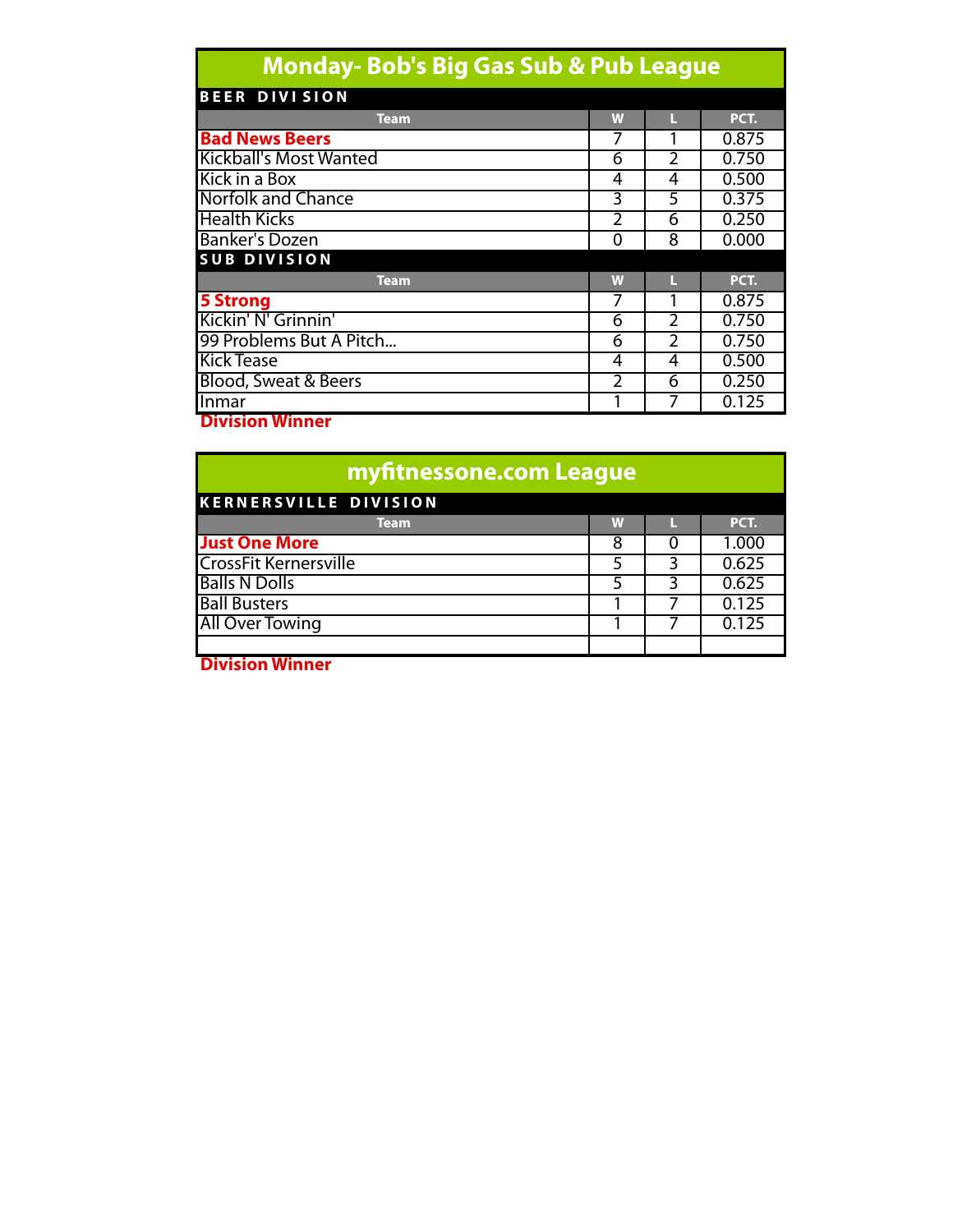## Monday- Bob's Big Gas Sub & Pub League

### BEER DIVISION

| Team | W | L | PCT. |
|---|---|---|---|
| **Bad News Beers** | 7 | 1 | 0.875 |
| Kickball's Most Wanted | 6 | 2 | 0.750 |
| Kick in a Box | 4 | 4 | 0.500 |
| Norfolk and Chance | 3 | 5 | 0.375 |
| Health Kicks | 2 | 6 | 0.250 |
| Banker's Dozen | 0 | 8 | 0.000 |

### SUB DIVISION

| Team | W | L | PCT. |
|---|---|---|---|
| **5 Strong** | 7 | 1 | 0.875 |
| Kickin' N' Grinnin' | 6 | 2 | 0.750 |
| 99 Problems But A Pitch... | 6 | 2 | 0.750 |
| Kick Tease | 4 | 4 | 0.500 |
| Blood, Sweat & Beers | 2 | 6 | 0.250 |
| Inmar | 1 | 7 | 0.125 |

**Division Winner**

## myfitnessone.com League

### KERNERSVILLE DIVISION

| Team | W | L | PCT. |
|---|---|---|---|
| **Just One More** | 8 | 0 | 1.000 |
| CrossFit Kernersville | 5 | 3 | 0.625 |
| Balls N Dolls | 5 | 3 | 0.625 |
| Ball Busters | 1 | 7 | 0.125 |
| All Over Towing | 1 | 7 | 0.125 |
| | | | |

**Division Winner**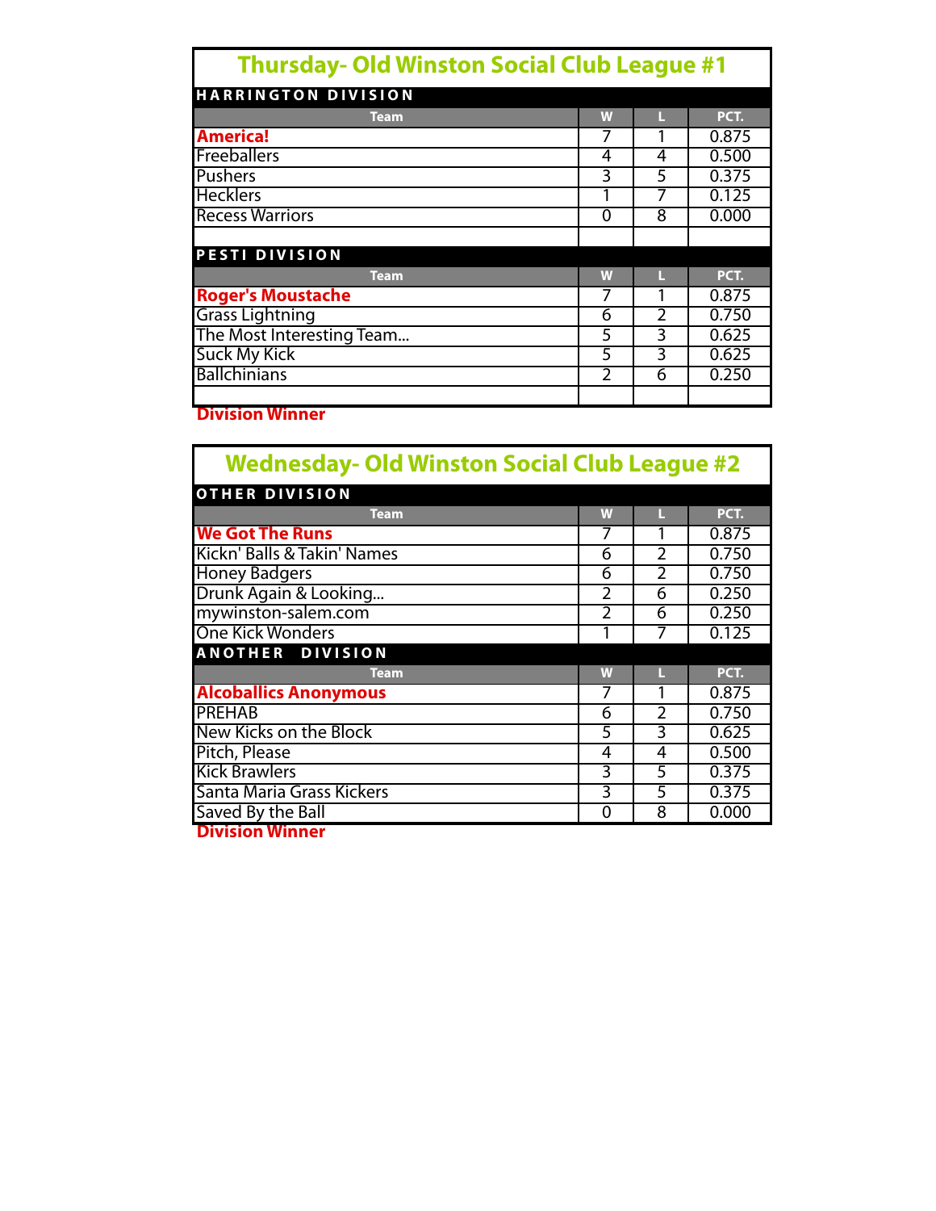## Thursday- Old Winston Social Club League #1

### HARRINGTON DIVISION

| Team | W | L | PCT. |
|---|---|---|---|
| **America!** | 7 | 1 | 0.875 |
| Freeballers | 4 | 4 | 0.500 |
| Pushers | 3 | 5 | 0.375 |
| Hecklers | 1 | 7 | 0.125 |
| Recess Warriors | 0 | 8 | 0.000 |

### PESTI DIVISION

| Team | W | L | PCT. |
|---|---|---|---|
| **Roger's Moustache** | 7 | 1 | 0.875 |
| Grass Lightning | 6 | 2 | 0.750 |
| The Most Interesting Team... | 5 | 3 | 0.625 |
| Suck My Kick | 5 | 3 | 0.625 |
| Ballchinians | 2 | 6 | 0.250 |

**Division Winner**

## Wednesday- Old Winston Social Club League #2

### OTHER DIVISION

| Team | W | L | PCT. |
|---|---|---|---|
| **We Got The Runs** | 7 | 1 | 0.875 |
| Kickn' Balls & Takin' Names | 6 | 2 | 0.750 |
| Honey Badgers | 6 | 2 | 0.750 |
| Drunk Again & Looking... | 2 | 6 | 0.250 |
| mywinston-salem.com | 2 | 6 | 0.250 |
| One Kick Wonders | 1 | 7 | 0.125 |

### ANOTHER DIVISION

| Team | W | L | PCT. |
|---|---|---|---|
| **Alcoballics Anonymous** | 7 | 1 | 0.875 |
| PREHAB | 6 | 2 | 0.750 |
| New Kicks on the Block | 5 | 3 | 0.625 |
| Pitch, Please | 4 | 4 | 0.500 |
| Kick Brawlers | 3 | 5 | 0.375 |
| Santa Maria Grass Kickers | 3 | 5 | 0.375 |
| Saved By the Ball | 0 | 8 | 0.000 |

**Division Winner**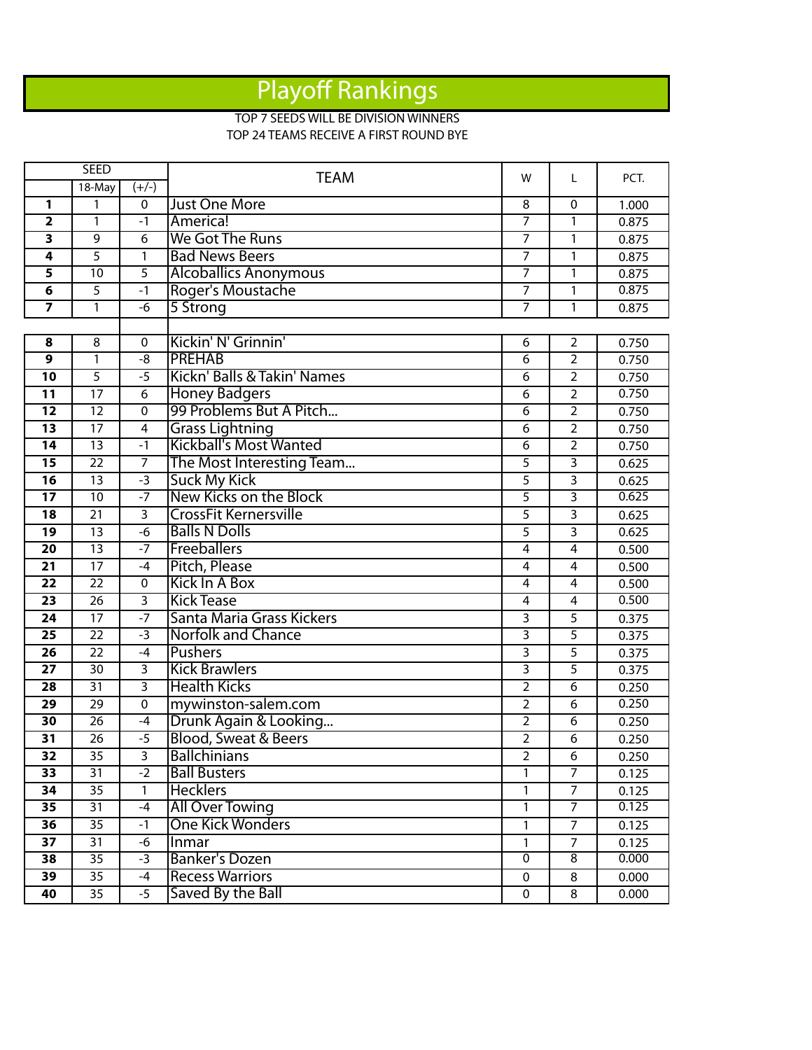# Playoff Rankings

TOP 7 SEEDS WILL BE DIVISION WINNERS
TOP 24 TEAMS RECEIVE A FIRST ROUND BYE

| SEED | | | TEAM | W | L | PCT. |
|---|---|---|---|---|---|---|
| | 18-May | (+/-) | | | | |
| **1** | 1 | 0 | Just One More | 8 | 0 | 1.000 |
| **2** | 1 | -1 | America! | 7 | 1 | 0.875 |
| **3** | 9 | 6 | We Got The Runs | 7 | 1 | 0.875 |
| **4** | 5 | 1 | Bad News Beers | 7 | 1 | 0.875 |
| **5** | 10 | 5 | Alcoballics Anonymous | 7 | 1 | 0.875 |
| **6** | 5 | -1 | Roger's Moustache | 7 | 1 | 0.875 |
| **7** | 1 | -6 | 5 Strong | 7 | 1 | 0.875 |
| | | | | | | |
| **8** | 8 | 0 | Kickin' N' Grinnin' | 6 | 2 | 0.750 |
| **9** | 1 | -8 | PREHAB | 6 | 2 | 0.750 |
| **10** | 5 | -5 | Kickn' Balls & Takin' Names | 6 | 2 | 0.750 |
| **11** | 17 | 6 | Honey Badgers | 6 | 2 | 0.750 |
| **12** | 12 | 0 | 99 Problems But A Pitch... | 6 | 2 | 0.750 |
| **13** | 17 | 4 | Grass Lightning | 6 | 2 | 0.750 |
| **14** | 13 | -1 | Kickball's Most Wanted | 6 | 2 | 0.750 |
| **15** | 22 | 7 | The Most Interesting Team... | 5 | 3 | 0.625 |
| **16** | 13 | -3 | Suck My Kick | 5 | 3 | 0.625 |
| **17** | 10 | -7 | New Kicks on the Block | 5 | 3 | 0.625 |
| **18** | 21 | 3 | CrossFit Kernersville | 5 | 3 | 0.625 |
| **19** | 13 | -6 | Balls N Dolls | 5 | 3 | 0.625 |
| **20** | 13 | -7 | Freeballers | 4 | 4 | 0.500 |
| **21** | 17 | -4 | Pitch, Please | 4 | 4 | 0.500 |
| **22** | 22 | 0 | Kick In A Box | 4 | 4 | 0.500 |
| **23** | 26 | 3 | Kick Tease | 4 | 4 | 0.500 |
| **24** | 17 | -7 | Santa Maria Grass Kickers | 3 | 5 | 0.375 |
| **25** | 22 | -3 | Norfolk and Chance | 3 | 5 | 0.375 |
| **26** | 22 | -4 | Pushers | 3 | 5 | 0.375 |
| **27** | 30 | 3 | Kick Brawlers | 3 | 5 | 0.375 |
| **28** | 31 | 3 | Health Kicks | 2 | 6 | 0.250 |
| **29** | 29 | 0 | mywinston-salem.com | 2 | 6 | 0.250 |
| **30** | 26 | -4 | Drunk Again & Looking... | 2 | 6 | 0.250 |
| **31** | 26 | -5 | Blood, Sweat & Beers | 2 | 6 | 0.250 |
| **32** | 35 | 3 | Ballchinians | 2 | 6 | 0.250 |
| **33** | 31 | -2 | Ball Busters | 1 | 7 | 0.125 |
| **34** | 35 | 1 | Hecklers | 1 | 7 | 0.125 |
| **35** | 31 | -4 | All Over Towing | 1 | 7 | 0.125 |
| **36** | 35 | -1 | One Kick Wonders | 1 | 7 | 0.125 |
| **37** | 31 | -6 | Inmar | 1 | 7 | 0.125 |
| **38** | 35 | -3 | Banker's Dozen | 0 | 8 | 0.000 |
| **39** | 35 | -4 | Recess Warriors | 0 | 8 | 0.000 |
| **40** | 35 | -5 | Saved By the Ball | 0 | 8 | 0.000 |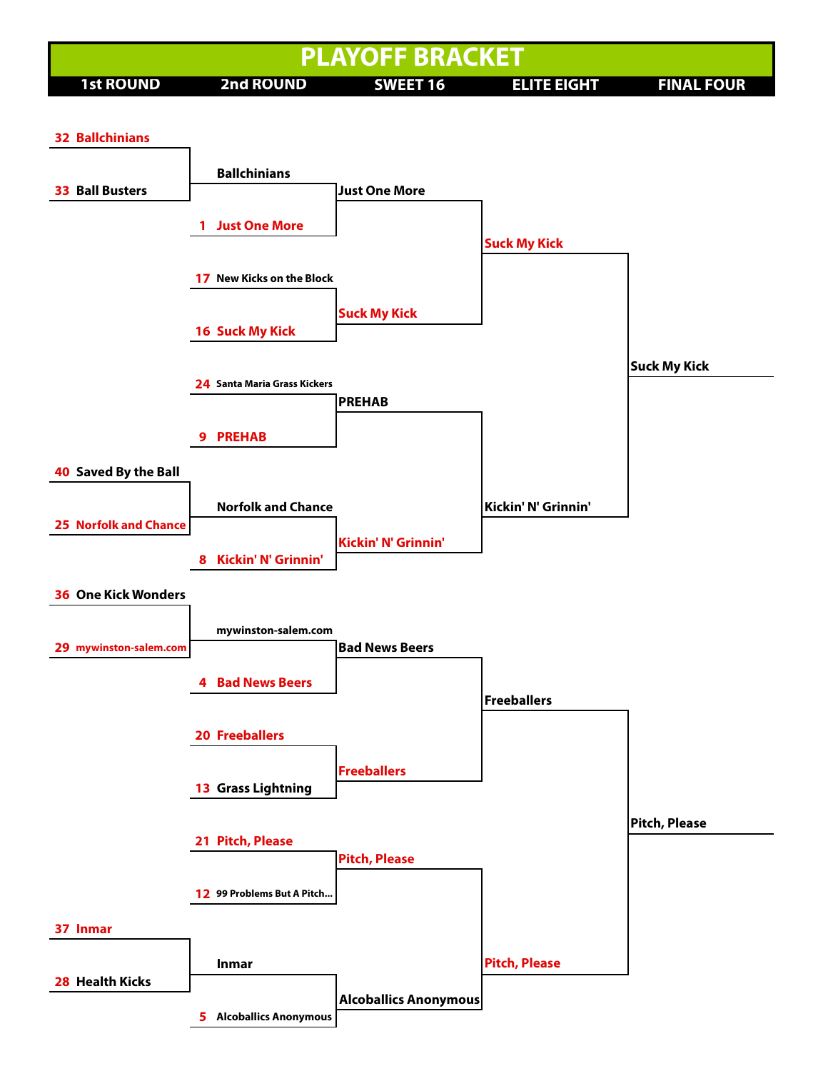# PLAYOFF BRACKET

## 1st ROUND

- 32 Ballchinians vs. 33 Ball Busters → Ballchinians
- 40 Saved By the Ball vs. 25 Norfolk and Chance → Norfolk and Chance
- 36 One Kick Wonders vs. 29 mywinston-salem.com → mywinston-salem.com
- 37 Inmar vs. 28 Health Kicks → Inmar

## 2nd ROUND

- Ballchinians vs. 1 Just One More → Just One More
- 17 New Kicks on the Block vs. 16 Suck My Kick → Suck My Kick
- 24 Santa Maria Grass Kickers vs. 9 PREHAB → PREHAB
- Norfolk and Chance vs. 8 Kickin' N' Grinnin' → Kickin' N' Grinnin'
- mywinston-salem.com vs. 4 Bad News Beers → Bad News Beers
- 20 Freeballers vs. 13 Grass Lightning → Freeballers
- 21 Pitch, Please vs. 12 99 Problems But A Pitch... → Pitch, Please
- Inmar vs. 5 Alcoballics Anonymous → Alcoballics Anonymous

## SWEET 16

- Just One More vs. Suck My Kick → Suck My Kick
- PREHAB vs. Kickin' N' Grinnin' → Kickin' N' Grinnin'
- Bad News Beers vs. Freeballers → Freeballers
- Pitch, Please vs. Alcoballics Anonymous → Pitch, Please

## ELITE EIGHT

- Suck My Kick vs. Kickin' N' Grinnin' → Suck My Kick
- Freeballers vs. Pitch, Please → Pitch, Please

## FINAL FOUR

- Suck My Kick
- Pitch, Please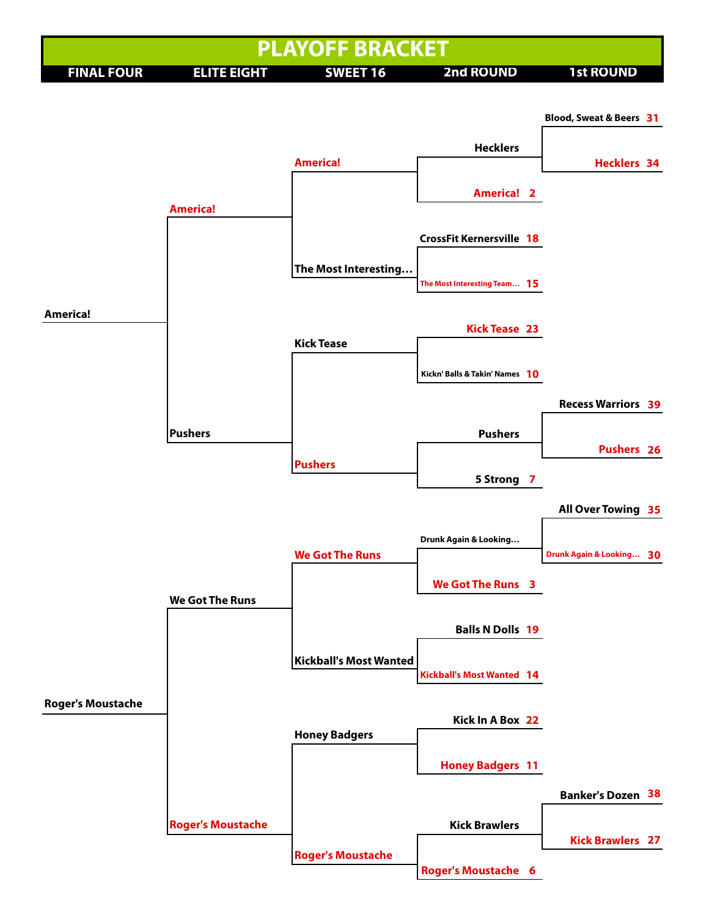# PLAYOFF BRACKET

| FINAL FOUR | ELITE EIGHT | SWEET 16 | 2nd ROUND | 1st ROUND |
|---|---|---|---|---|

## 1st ROUND

- Blood, Sweat & Beers 31 vs. Heckler 34
- Recess Warriors 39 vs. Pushers 26
- All Over Towing 35 vs. Drunk Again & Looking… 30
- Banker's Dozen 38 vs. Kick Brawlers 27

## 2nd ROUND

- Hecklers vs. America! 2
- CrossFit Kernersville 18 vs. The Most Interesting Team… 15
- Kick Tease 23 vs. Kickn' Balls & Takin' Names 10
- Pushers vs. 5 Strong 7
- Drunk Again & Looking… vs. We Got The Runs 3
- Balls N Dolls 19 vs. Kickball's Most Wanted 14
- Kick In A Box 22 vs. Honey Badgers 11
- Kick Brawlers vs. Roger's Moustache 6

## SWEET 16

- America!
- The Most Interesting…
- Kick Tease
- Pushers
- We Got The Runs
- Kickball's Most Wanted
- Honey Badgers
- Roger's Moustache

## ELITE EIGHT

- America!
- Pushers
- We Got The Runs
- Roger's Moustache

## FINAL FOUR

- America!
- Roger's Moustache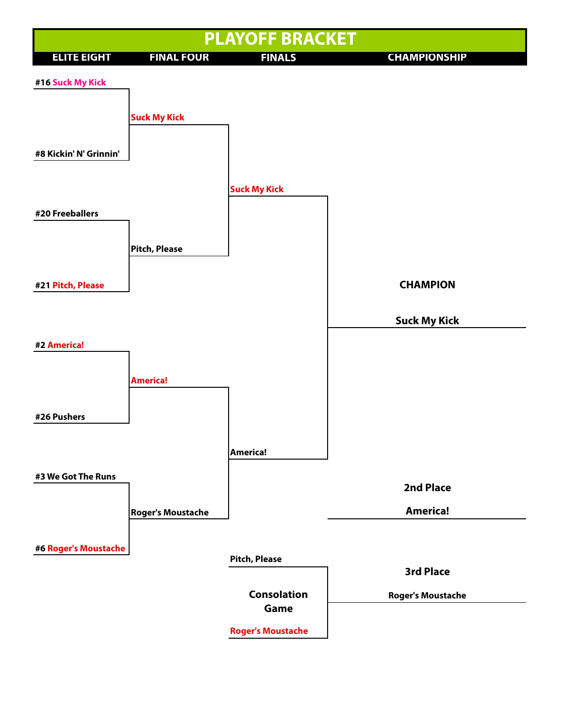# PLAYOFF BRACKET

**ELITE EIGHT** | **FINAL FOUR** | **FINALS** | **CHAMPIONSHIP**

## Elite Eight

- **#16 Suck My Kick**
- **#8 Kickin' N' Grinnin'**
- **#20 Freeballers**
- **#21 Pitch, Please**
- **#2 America!**
- **#26 Pushers**
- **#3 We Got The Runs**
- **#6 Roger's Moustache**

## Final Four

- **Suck My Kick**
- **Pitch, Please**
- **America!**
- **Roger's Moustache**

## Finals

- **Suck My Kick**
- **America!**

## Championship

**CHAMPION**

**Suck My Kick**

**2nd Place**

**America!**

## Consolation Game

- **Pitch, Please**
- **Roger's Moustache**

**3rd Place**

**Roger's Moustache**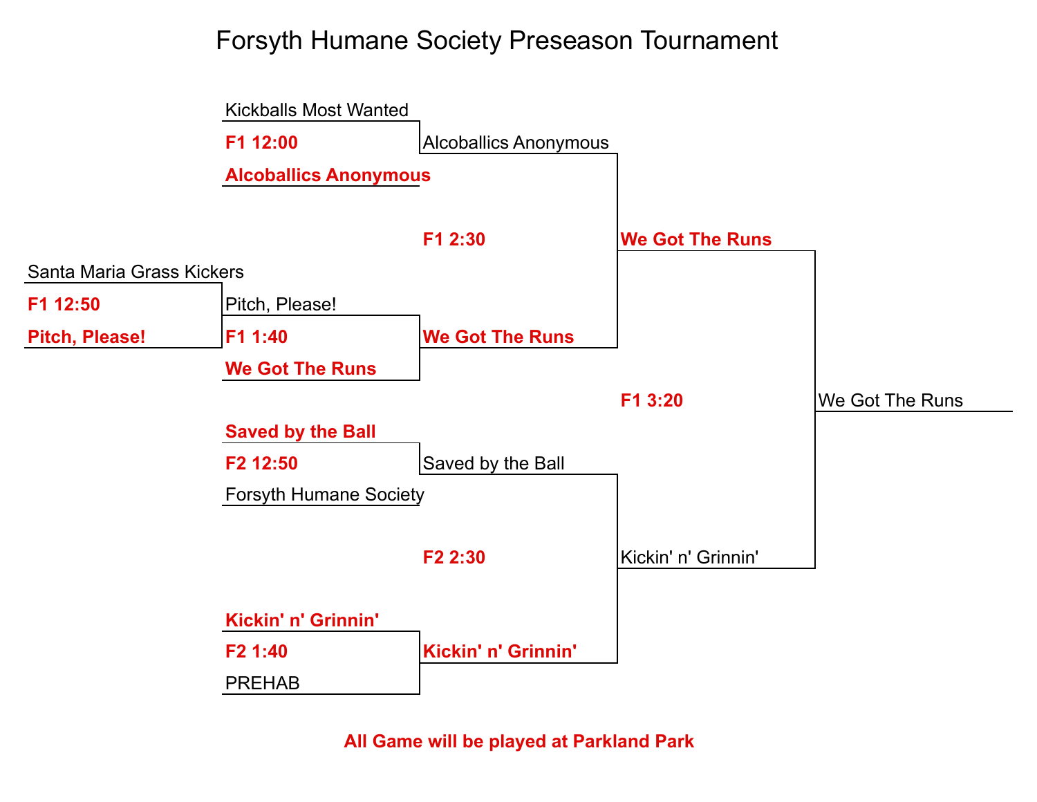# Forsyth Humane Society Preseason Tournament

Kickballs Most Wanted

**F1 12:00**

**Alcoballics Anonymous**

Alcoballics Anonymous

**F1 2:30**

**We Got The Runs**

Santa Maria Grass Kickers

**F1 12:50**

**Pitch, Please!**

Pitch, Please!

**F1 1:40**

**We Got The Runs**

**We Got The Runs**

**F1 3:20**

We Got The Runs

**Saved by the Ball**

**F2 12:50**

Forsyth Humane Society

Saved by the Ball

**F2 2:30**

Kickin' n' Grinnin'

**Kickin' n' Grinnin'**

**F2 1:40**

PREHAB

**Kickin' n' Grinnin'**

**All Game will be played at Parkland Park**